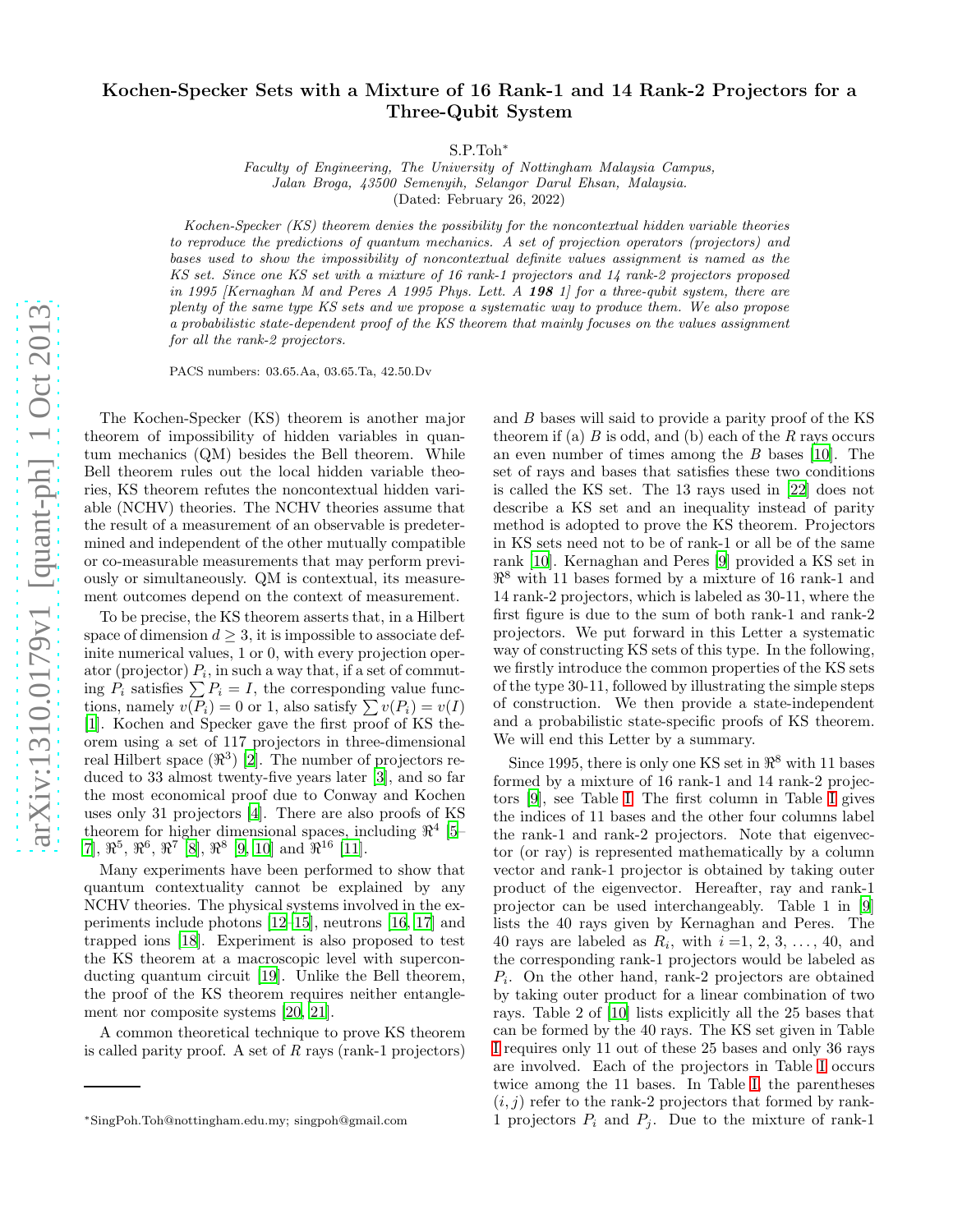# Kochen-Specker Sets with a Mixture of 16 Rank-1 and 14 Rank-2 Projectors for a Three-Qubit System

S.P.Toh*

*Faculty of Engineering, The University of Nottingham Malaysia Campus,*
*Jalan Broga, 43500 Semenyih, Selangor Darul Ehsan, Malaysia.*
(Dated: February 26, 2022)

*Kochen-Specker (KS) theorem denies the possibility for the noncontextual hidden variable theories to reproduce the predictions of quantum mechanics. A set of projection operators (projectors) and bases used to show the impossibility of noncontextual definite values assignment is named as the KS set. Since one KS set with a mixture of 16 rank-1 projectors and 14 rank-2 projectors proposed in 1995 [Kernaghan M and Peres A 1995 Phys. Lett. A* **198** *1] for a three-qubit system, there are plenty of the same type KS sets and we propose a systematic way to produce them. We also propose a probabilistic state-dependent proof of the KS theorem that mainly focuses on the values assignment for all the rank-2 projectors.*

PACS numbers: 03.65.Aa, 03.65.Ta, 42.50.Dv

The Kochen-Specker (KS) theorem is another major theorem of impossibility of hidden variables in quantum mechanics (QM) besides the Bell theorem. While Bell theorem rules out the local hidden variable theories, KS theorem refutes the noncontextual hidden variable (NCHV) theories. The NCHV theories assume that the result of a measurement of an observable is predetermined and independent of the other mutually compatible or co-measurable measurements that may perform previously or simultaneously. QM is contextual, its measurement outcomes depend on the context of measurement.

To be precise, the KS theorem asserts that, in a Hilbert space of dimension $d \geq 3$, it is impossible to associate definite numerical values, 1 or 0, with every projection operator (projector) $P_i$, in such a way that, if a set of commuting $P_i$ satisfies $\sum P_i = I$, the corresponding value functions, namely $v(P_i) = 0$ or 1, also satisfy $\sum v(P_i) = v(I)$ [1]. Kochen and Specker gave the first proof of KS theorem using a set of 117 projectors in three-dimensional real Hilbert space ($\Re^3$) [2]. The number of projectors reduced to 33 almost twenty-five years later [3], and so far the most economical proof due to Conway and Kochen uses only 31 projectors [4]. There are also proofs of KS theorem for higher dimensional spaces, including $\Re^4$ [5–7], $\Re^5$, $\Re^6$, $\Re^7$ [8], $\Re^8$ [9, 10] and $\Re^{16}$ [11].

Many experiments have been performed to show that quantum contextuality cannot be explained by any NCHV theories. The physical systems involved in the experiments include photons [12–15], neutrons [16, 17] and trapped ions [18]. Experiment is also proposed to test the KS theorem at a macroscopic level with superconducting quantum circuit [19]. Unlike the Bell theorem, the proof of the KS theorem requires neither entanglement nor composite systems [20, 21].

A common theoretical technique to prove KS theorem is called parity proof. A set of $R$ rays (rank-1 projectors) and $B$ bases will said to provide a parity proof of the KS theorem if (a) $B$ is odd, and (b) each of the $R$ rays occurs an even number of times among the $B$ bases [10]. The set of rays and bases that satisfies these two conditions is called the KS set. The 13 rays used in [22] does not describe a KS set and an inequality instead of parity method is adopted to prove the KS theorem. Projectors in KS sets need not to be of rank-1 or all be of the same rank [10]. Kernaghan and Peres [9] provided a KS set in $\Re^8$ with 11 bases formed by a mixture of 16 rank-1 and 14 rank-2 projectors, which is labeled as 30-11, where the first figure is due to the sum of both rank-1 and rank-2 projectors. We put forward in this Letter a systematic way of constructing KS sets of this type. In the following, we firstly introduce the common properties of the KS sets of the type 30-11, followed by illustrating the simple steps of construction. We then provide a state-independent and a probabilistic state-specific proofs of KS theorem. We will end this Letter by a summary.

Since 1995, there is only one KS set in $\Re^8$ with 11 bases formed by a mixture of 16 rank-1 and 14 rank-2 projectors [9], see Table I. The first column in Table I gives the indices of 11 bases and the other four columns label the rank-1 and rank-2 projectors. Note that eigenvector (or ray) is represented mathematically by a column vector and rank-1 projector is obtained by taking outer product of the eigenvector. Hereafter, ray and rank-1 projector can be used interchangeably. Table 1 in [9] lists the 40 rays given by Kernaghan and Peres. The 40 rays are labeled as $R_i$, with $i = 1, 2, 3, \ldots, 40$, and the corresponding rank-1 projectors would be labeled as $P_i$. On the other hand, rank-2 projectors are obtained by taking outer product for a linear combination of two rays. Table 2 of [10] lists explicitly all the 25 bases that can be formed by the 40 rays. The KS set given in Table I requires only 11 out of these 25 bases and only 36 rays are involved. Each of the projectors in Table I occurs twice among the 11 bases. In Table I, the parentheses $(i, j)$ refer to the rank-2 projectors that formed by rank-1 projectors $P_i$ and $P_j$. Due to the mixture of rank-1

*SingPoh.Toh@nottingham.edu.my; singpoh@gmail.com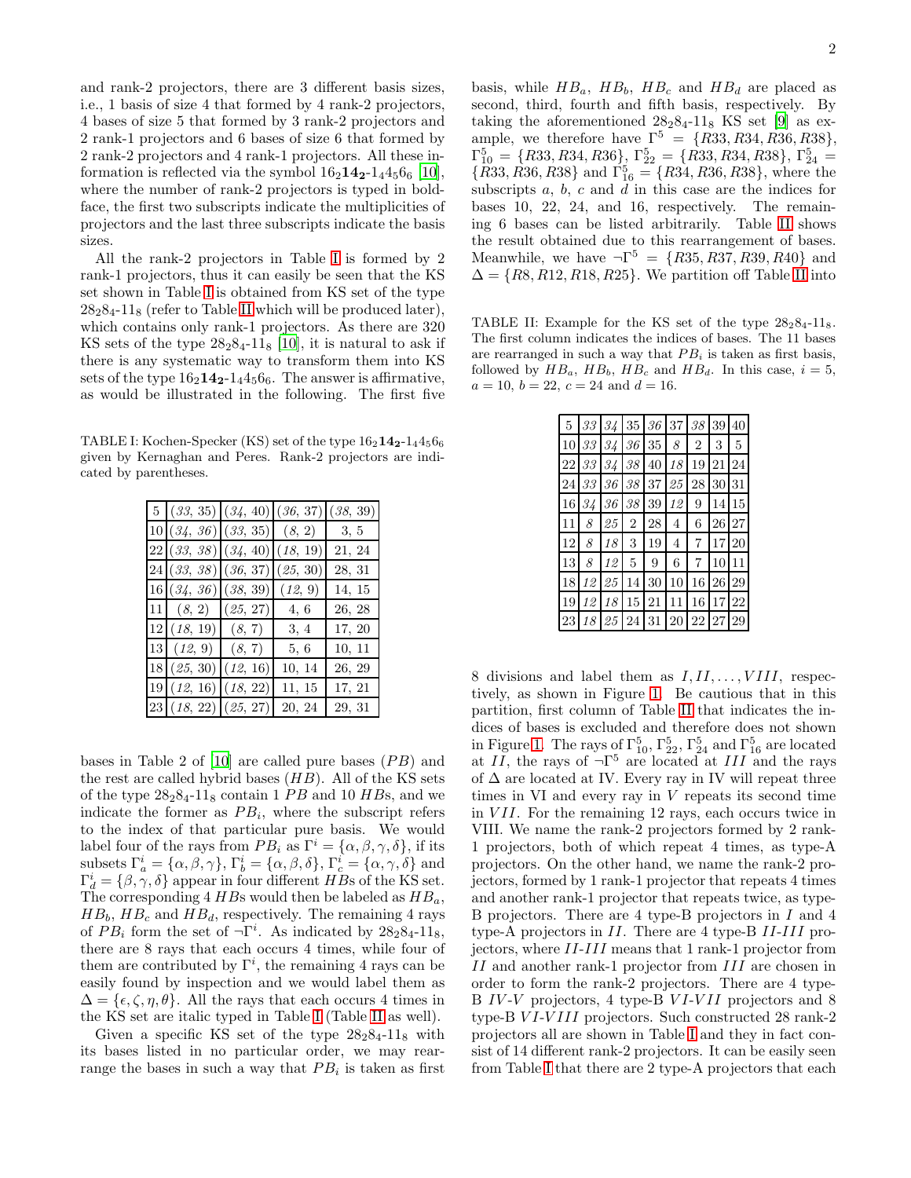and rank-2 projectors, there are 3 different basis sizes, i.e., 1 basis of size 4 that formed by 4 rank-2 projectors, 4 bases of size 5 that formed by 3 rank-2 projectors and 2 rank-1 projectors and 6 bases of size 6 that formed by 2 rank-2 projectors and 4 rank-1 projectors. All these information is reflected via the symbol $16_2\mathbf{14_2}$-$1_4 4_5 6_6$ [10], where the number of rank-2 projectors is typed in boldface, the first two subscripts indicate the multiplicities of projectors and the last three subscripts indicate the basis sizes.

All the rank-2 projectors in Table I is formed by 2 rank-1 projectors, thus it can easily be seen that the KS set shown in Table I is obtained from KS set of the type $28_2 8_4$-$11_8$ (refer to Table II which will be produced later), which contains only rank-1 projectors. As there are 320 KS sets of the type $28_2 8_4$-$11_8$ [10], it is natural to ask if there is any systematic way to transform them into KS sets of the type $16_2\mathbf{14_2}$-$1_4 4_5 6_6$. The answer is affirmative, as would be illustrated in the following. The first five bases in Table 2 of [10] are called pure bases ($PB$) and the rest are called hybrid bases ($HB$). All of the KS sets of the type $28_2 8_4$-$11_8$ contain 1 $PB$ and 10 $HB$s, and we indicate the former as $PB_i$, where the subscript refers to the index of that particular pure basis. We would label four of the rays from $PB_i$ as $\Gamma^i = \{\alpha, \beta, \gamma, \delta\}$, if its subsets $\Gamma^i_a = \{\alpha, \beta, \gamma\}$, $\Gamma^i_b = \{\alpha, \beta, \delta\}$, $\Gamma^i_c = \{\alpha, \gamma, \delta\}$ and $\Gamma^i_d = \{\beta, \gamma, \delta\}$ appear in four different $HB$s of the KS set. The corresponding 4 $HB$s would then be labeled as $HB_a$, $HB_b$, $HB_c$ and $HB_d$, respectively. The remaining 4 rays of $PB_i$ form the set of $\neg\Gamma^i$. As indicated by $28_2 8_4$-$11_8$, there are 8 rays that each occurs 4 times, while four of them are contributed by $\Gamma^i$, the remaining 4 rays can be easily found by inspection and we would label them as $\Delta = \{\epsilon, \zeta, \eta, \theta\}$. All the rays that each occurs 4 times in the KS set are italic typed in Table I (Table II as well).

TABLE I: Kochen-Specker (KS) set of the type $16_2\mathbf{14_2}$-$1_4 4_5 6_6$ given by Kernaghan and Peres. Rank-2 projectors are indicated by parentheses.

| 5 | (*33*, 35) | (*34*, 40) | (*36*, 37) | (*38*, 39) |
|---|---|---|---|---|
| 10 | (*34*, *36*) | (*33*, 35) | (*8*, 2) | 3, 5 |
| 22 | (*33*, *38*) | (*34*, 40) | (*18*, 19) | 21, 24 |
| 24 | (*33*, *38*) | (*36*, 37) | (*25*, 30) | 28, 31 |
| 16 | (*34*, *36*) | (*38*, 39) | (*12*, 9) | 14, 15 |
| 11 | (*8*, 2) | (*25*, 27) | 4, 6 | 26, 28 |
| 12 | (*18*, 19) | (*8*, 7) | 3, 4 | 17, 20 |
| 13 | (*12*, 9) | (*8*, 7) | 5, 6 | 10, 11 |
| 18 | (*25*, 30) | (*12*, 16) | 10, 14 | 26, 29 |
| 19 | (*12*, 16) | (*18*, 22) | 11, 15 | 17, 21 |
| 23 | (*18*, 22) | (*25*, 27) | 20, 24 | 29, 31 |

Given a specific KS set of the type $28_2 8_4$-$11_8$ with its bases listed in no particular order, we may rearrange the bases in such a way that $PB_i$ is taken as first basis, while $HB_a$, $HB_b$, $HB_c$ and $HB_d$ are placed as second, third, fourth and fifth basis, respectively. By taking the aforementioned $28_2 8_4$-$11_8$ KS set [9] as example, we therefore have $\Gamma^5 = \{R33, R34, R36, R38\}$, $\Gamma^5_{10} = \{R33, R34, R36\}$, $\Gamma^5_{22} = \{R33, R34, R38\}$, $\Gamma^5_{24} = \{R33, R36, R38\}$ and $\Gamma^5_{16} = \{R34, R36, R38\}$, where the subscripts $a$, $b$, $c$ and $d$ in this case are the indices for bases 10, 22, 24, and 16, respectively. The remaining 6 bases can be listed arbitrarily. Table II shows the result obtained due to this rearrangement of bases. Meanwhile, we have $\neg\Gamma^5 = \{R35, R37, R39, R40\}$ and $\Delta = \{R8, R12, R18, R25\}$. We partition off Table II into

TABLE II: Example for the KS set of the type $28_2 8_4$-$11_8$. The first column indicates the indices of bases. The 11 bases are rearranged in such a way that $PB_i$ is taken as first basis, followed by $HB_a$, $HB_b$, $HB_c$ and $HB_d$. In this case, $i = 5$, $a = 10$, $b = 22$, $c = 24$ and $d = 16$.

| 5 | *33* | *34* | 35 | *36* | 37 | *38* | 39 | 40 |
|---|---|---|---|---|---|---|---|---|
| 10 | *33* | *34* | *36* | 35 | *8* | 2 | 3 | 5 |
| 22 | *33* | *34* | *38* | 40 | *18* | 19 | 21 | 24 |
| 24 | *33* | *36* | *38* | 37 | *25* | 28 | 30 | 31 |
| 16 | *34* | *36* | *38* | 39 | *12* | 9 | 14 | 15 |
| 11 | *8* | *25* | 2 | 28 | 4 | 6 | 26 | 27 |
| 12 | *8* | *18* | 3 | 19 | 4 | 7 | 17 | 20 |
| 13 | *8* | *12* | 5 | 9 | 6 | 7 | 10 | 11 |
| 18 | *12* | *25* | 14 | 30 | 10 | 16 | 26 | 29 |
| 19 | *12* | *18* | 15 | 21 | 11 | 16 | 17 | 22 |
| 23 | *18* | *25* | 24 | 31 | 20 | 22 | 27 | 29 |

8 divisions and label them as $I, II, \ldots, VIII$, respectively, as shown in Figure 1. Be cautious that in this partition, first column of Table II that indicates the indices of bases is excluded and therefore does not shown in Figure 1. The rays of $\Gamma^5_{10}$, $\Gamma^5_{22}$, $\Gamma^5_{24}$ and $\Gamma^5_{16}$ are located at $II$, the rays of $\neg\Gamma^5$ are located at $III$ and the rays of $\Delta$ are located at IV. Every ray in IV will repeat three times in VI and every ray in $V$ repeats its second time in $VII$. For the remaining 12 rays, each occurs twice in VIII. We name the rank-2 projectors formed by 2 rank-1 projectors, both of which repeat 4 times, as type-A projectors. On the other hand, we name the rank-2 projectors, formed by 1 rank-1 projector that repeats 4 times and another rank-1 projector that repeats twice, as type-B projectors. There are 4 type-B projectors in $I$ and 4 type-A projectors in $II$. There are 4 type-B $II$-$III$ projectors, where $II$-$III$ means that 1 rank-1 projector from $II$ and another rank-1 projector from $III$ are chosen in order to form the rank-2 projectors. There are 4 type-B $IV$-$V$ projectors, 4 type-B $VI$-$VII$ projectors and 8 type-B $VI$-$VIII$ projectors. Such constructed 28 rank-2 projectors all are shown in Table I and they in fact consist of 14 different rank-2 projectors. It can be easily seen from Table I that there are 2 type-A projectors that each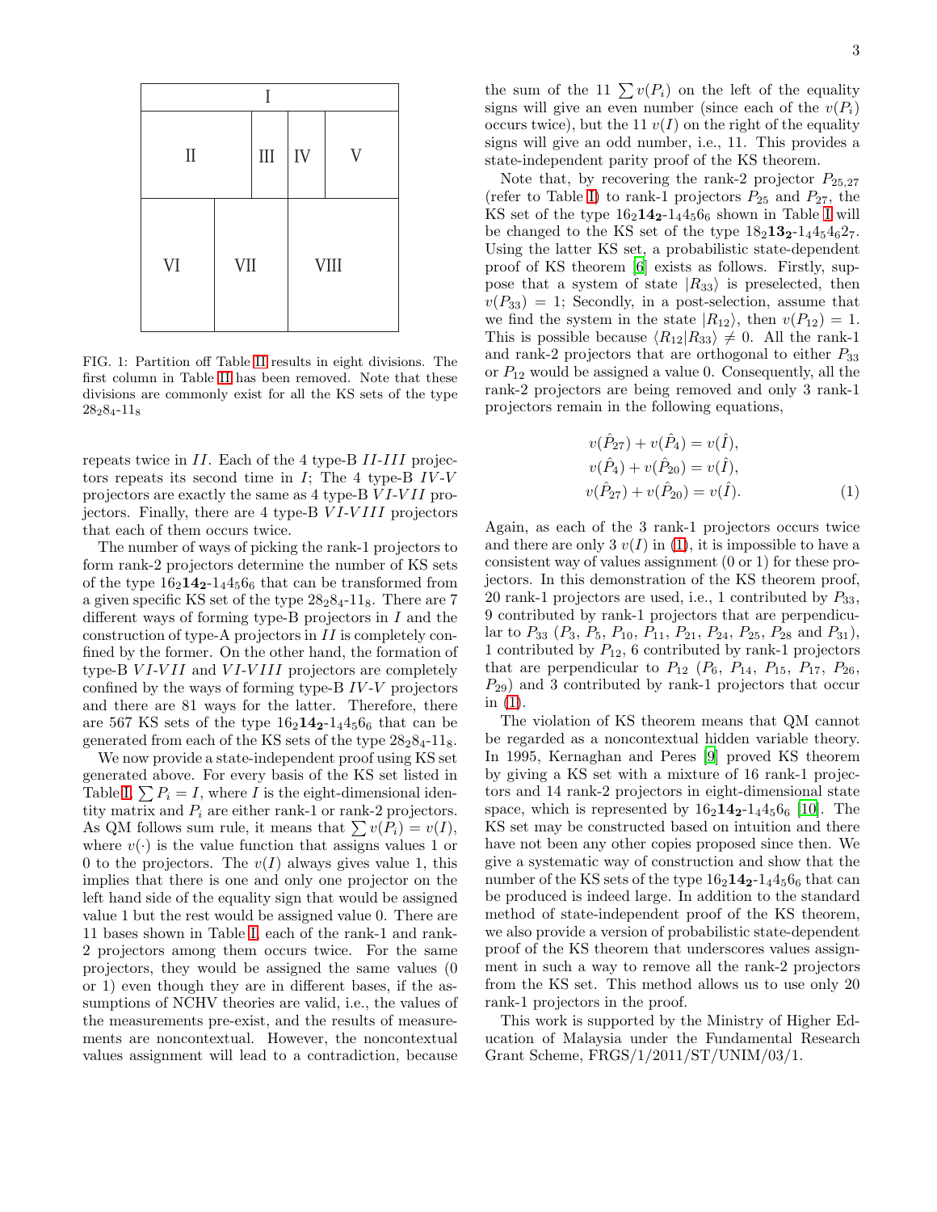| I | | | | |
|---|---|---|---|---|
| II | | III | IV | V |
| VI | VII | | VIII | |

FIG. 1: Partition off Table II results in eight divisions. The first column in Table II has been removed. Note that these divisions are commonly exist for all the KS sets of the type $28_2 8_4$-$11_8$

repeats twice in $II$. Each of the 4 type-B $II$-$III$ projectors repeats its second time in $I$; The 4 type-B $IV$-$V$ projectors are exactly the same as 4 type-B $VI$-$VII$ projectors. Finally, there are 4 type-B $VI$-$VIII$ projectors that each of them occurs twice.

The number of ways of picking the rank-1 projectors to form rank-2 projectors determine the number of KS sets of the type $16_2\mathbf{14_2}$-$1_4 4_5 6_6$ that can be transformed from a given specific KS set of the type $28_2 8_4$-$11_8$. There are 7 different ways of forming type-B projectors in $I$ and the construction of type-A projectors in $II$ is completely confined by the former. On the other hand, the formation of type-B $VI$-$VII$ and $VI$-$VIII$ projectors are completely confined by the ways of forming type-B $IV$-$V$ projectors and there are 81 ways for the latter. Therefore, there are 567 KS sets of the type $16_2\mathbf{14_2}$-$1_4 4_5 6_6$ that can be generated from each of the KS sets of the type $28_2 8_4$-$11_8$.

We now provide a state-independent proof using KS set generated above. For every basis of the KS set listed in Table I, $\sum P_i = I$, where $I$ is the eight-dimensional identity matrix and $P_i$ are either rank-1 or rank-2 projectors. As QM follows sum rule, it means that $\sum v(P_i) = v(I)$, where $v(\cdot)$ is the value function that assigns values 1 or 0 to the projectors. The $v(I)$ always gives value 1, this implies that there is one and only one projector on the left hand side of the equality sign that would be assigned value 1 but the rest would be assigned value 0. There are 11 bases shown in Table I, each of the rank-1 and rank-2 projectors among them occurs twice. For the same projectors, they would be assigned the same values (0 or 1) even though they are in different bases, if the assumptions of NCHV theories are valid, i.e., the values of the measurements pre-exist, and the results of measurements are noncontextual. However, the noncontextual values assignment will lead to a contradiction, because the sum of the 11 $\sum v(P_i)$ on the left of the equality signs will give an even number (since each of the $v(P_i)$ occurs twice), but the 11 $v(I)$ on the right of the equality signs will give an odd number, i.e., 11. This provides a state-independent parity proof of the KS theorem.

Note that, by recovering the rank-2 projector $P_{25,27}$ (refer to Table I) to rank-1 projectors $P_{25}$ and $P_{27}$, the KS set of the type $16_2\mathbf{14_2}$-$1_4 4_5 6_6$ shown in Table I will be changed to the KS set of the type $18_2\mathbf{13_2}$-$1_4 4_5 4_6 2_7$. Using the latter KS set, a probabilistic state-dependent proof of KS theorem [6] exists as follows. Firstly, suppose that a system of state $|R_{33}\rangle$ is preselected, then $v(P_{33}) = 1$; Secondly, in a post-selection, assume that we find the system in the state $|R_{12}\rangle$, then $v(P_{12}) = 1$. This is possible because $\langle R_{12}|R_{33}\rangle \neq 0$. All the rank-1 and rank-2 projectors that are orthogonal to either $P_{33}$ or $P_{12}$ would be assigned a value 0. Consequently, all the rank-2 projectors are being removed and only 3 rank-1 projectors remain in the following equations,

$$\begin{aligned} v(\hat{P}_{27}) + v(\hat{P}_4) &= v(\hat{I}), \\ v(\hat{P}_4) + v(\hat{P}_{20}) &= v(\hat{I}), \\ v(\hat{P}_{27}) + v(\hat{P}_{20}) &= v(\hat{I}). \end{aligned} \tag{1}$$

Again, as each of the 3 rank-1 projectors occurs twice and there are only 3 $v(I)$ in (1), it is impossible to have a consistent way of values assignment (0 or 1) for these projectors. In this demonstration of the KS theorem proof, 20 rank-1 projectors are used, i.e., 1 contributed by $P_{33}$, 9 contributed by rank-1 projectors that are perpendicular to $P_{33}$ ($P_3$, $P_5$, $P_{10}$, $P_{11}$, $P_{21}$, $P_{24}$, $P_{25}$, $P_{28}$ and $P_{31}$), 1 contributed by $P_{12}$, 6 contributed by rank-1 projectors that are perpendicular to $P_{12}$ ($P_6$, $P_{14}$, $P_{15}$, $P_{17}$, $P_{26}$, $P_{29}$) and 3 contributed by rank-1 projectors that occur in (1).

The violation of KS theorem means that QM cannot be regarded as a noncontextual hidden variable theory. In 1995, Kernaghan and Peres [9] proved KS theorem by giving a KS set with a mixture of 16 rank-1 projectors and 14 rank-2 projectors in eight-dimensional state space, which is represented by $16_2\mathbf{14_2}$-$1_4 4_5 6_6$ [10]. The KS set may be constructed based on intuition and there have not been any other copies proposed since then. We give a systematic way of construction and show that the number of the KS sets of the type $16_2\mathbf{14_2}$-$1_4 4_5 6_6$ that can be produced is indeed large. In addition to the standard method of state-independent proof of the KS theorem, we also provide a version of probabilistic state-dependent proof of the KS theorem that underscores values assignment in such a way to remove all the rank-2 projectors from the KS set. This method allows us to use only 20 rank-1 projectors in the proof.

This work is supported by the Ministry of Higher Education of Malaysia under the Fundamental Research Grant Scheme, FRGS/1/2011/ST/UNIM/03/1.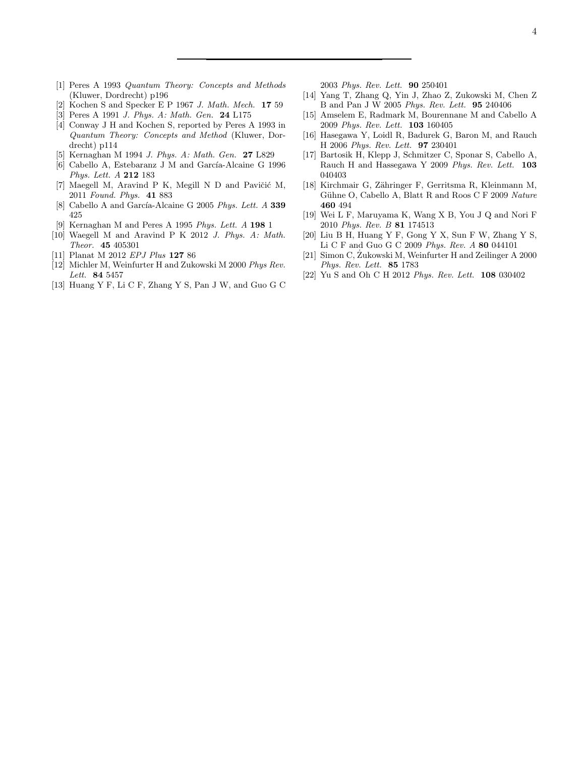[1] Peres A 1993 *Quantum Theory: Concepts and Methods* (Kluwer, Dordrecht) p196

[2] Kochen S and Specker E P 1967 *J. Math. Mech.* **17** 59

[3] Peres A 1991 *J. Phys. A: Math. Gen.* **24** L175

[4] Conway J H and Kochen S, reported by Peres A 1993 in *Quantum Theory: Concepts and Method* (Kluwer, Dordrecht) p114

[5] Kernaghan M 1994 *J. Phys. A: Math. Gen.* **27** L829

[6] Cabello A, Estebaranz J M and García-Alcaine G 1996 *Phys. Lett. A* **212** 183

[7] Maegell M, Aravind P K, Megill N D and Pavičić M, 2011 *Found. Phys.* **41** 883

[8] Cabello A and García-Alcaine G 2005 *Phys. Lett. A* **339** 425

[9] Kernaghan M and Peres A 1995 *Phys. Lett. A* **198** 1

[10] Waegell M and Aravind P K 2012 *J. Phys. A: Math. Theor.* **45** 405301

[11] Planat M 2012 *EPJ Plus* **127** 86

[12] Michler M, Weinfurter H and Zukowski M 2000 *Phys Rev. Lett.* **84** 5457

[13] Huang Y F, Li C F, Zhang Y S, Pan J W, and Guo G C 2003 *Phys. Rev. Lett.* **90** 250401

[14] Yang T, Zhang Q, Yin J, Zhao Z, Zukowski M, Chen Z B and Pan J W 2005 *Phys. Rev. Lett.* **95** 240406

[15] Amselem E, Radmark M, Bourennane M and Cabello A 2009 *Phys. Rev. Lett.* **103** 160405

[16] Hasegawa Y, Loidl R, Badurek G, Baron M, and Rauch H 2006 *Phys. Rev. Lett.* **97** 230401

[17] Bartosik H, Klepp J, Schmitzer C, Sponar S, Cabello A, Rauch H and Hassegawa Y 2009 *Phys. Rev. Lett.* **103** 040403

[18] Kirchmair G, Zähringer F, Gerritsma R, Kleinmann M, Gühne O, Cabello A, Blatt R and Roos C F 2009 *Nature* **460** 494

[19] Wei L F, Maruyama K, Wang X B, You J Q and Nori F 2010 *Phys. Rev. B* **81** 174513

[20] Liu B H, Huang Y F, Gong Y X, Sun F W, Zhang Y S, Li C F and Guo G C 2009 *Phys. Rev. A* **80** 044101

[21] Simon C, Żukowski M, Weinfurter H and Zeilinger A 2000 *Phys. Rev. Lett.* **85** 1783

[22] Yu S and Oh C H 2012 *Phys. Rev. Lett.* **108** 030402